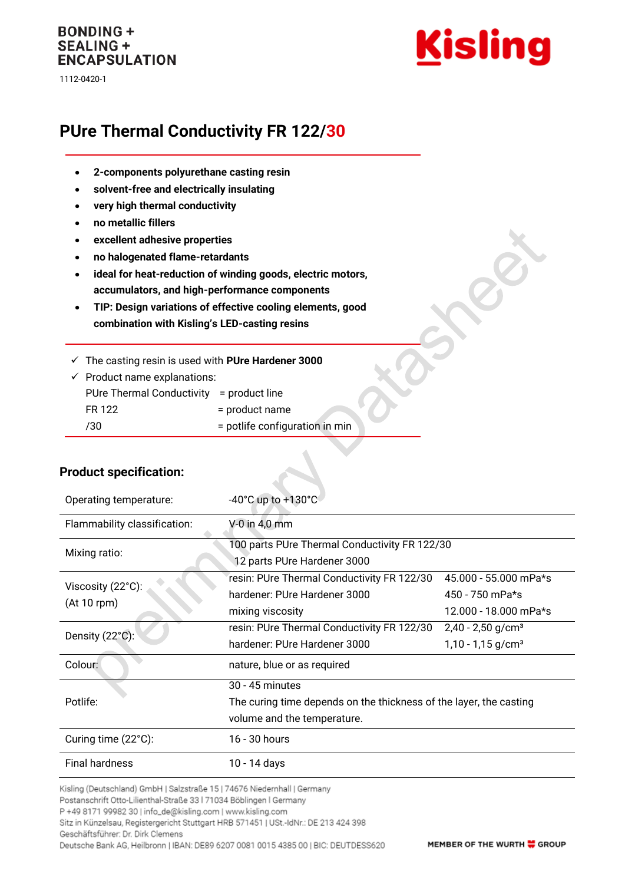BONDING +
SEALING +
ENCAPSULATION

1112-0420-1

Kisling

# PUre Thermal Conductivity FR 122/30

- **2-components polyurethane casting resin**
- **solvent-free and electrically insulating**
- **very high thermal conductivity**
- **no metallic fillers**
- **excellent adhesive properties**
- **no halogenated flame-retardants**
- **ideal for heat-reduction of winding goods, electric motors, accumulators, and high-performance components**
- **TIP: Design variations of effective cooling elements, good combination with Kisling's LED-casting resins**

✓ The casting resin is used with **PUre Hardener 3000**

✓ Product name explanations:

| | |
|---|---|
| PUre Thermal Conductivity | = product line |
| FR 122 | = product name |
| /30 | = potlife configuration in min |

preliminary Datasheet

## Product specification:

| | | |
|---|---|---|
| Operating temperature: | -40°C up to +130°C | |
| Flammability classification: | V-0 in 4,0 mm | |
| Mixing ratio: | 100 parts PUre Thermal Conductivity FR 122/30<br>12 parts PUre Hardener 3000 | |
| Viscosity (22°C):<br>(At 10 rpm) | resin: PUre Thermal Conductivity FR 122/30<br>hardener: PUre Hardener 3000<br>mixing viscosity | 45.000 - 55.000 mPa*s<br>450 - 750 mPa*s<br>12.000 - 18.000 mPa*s |
| Density (22°C): | resin: PUre Thermal Conductivity FR 122/30<br>hardener: PUre Hardener 3000 | 2,40 - 2,50 g/cm³<br>1,10 - 1,15 g/cm³ |
| Colour: | nature, blue or as required | |
| Potlife: | 30 - 45 minutes<br>The curing time depends on the thickness of the layer, the casting volume and the temperature. | |
| Curing time (22°C): | 16 - 30 hours | |
| Final hardness | 10 - 14 days | |

Kisling (Deutschland) GmbH | Salzstraße 15 | 74676 Niedernhall | Germany
Postanschrift Otto-Lilienthal-Straße 33 I 71034 Böblingen I Germany
P +49 8171 99982 30 | info_de@kisling.com | www.kisling.com
Sitz in Künzelsau, Registergericht Stuttgart HRB 571451 | USt.-IdNr.: DE 213 424 398
Geschäftsführer: Dr. Dirk Clemens
Deutsche Bank AG, Heilbronn | IBAN: DE89 6207 0081 0015 4385 00 | BIC: DEUTDESS620

MEMBER OF THE WURTH GROUP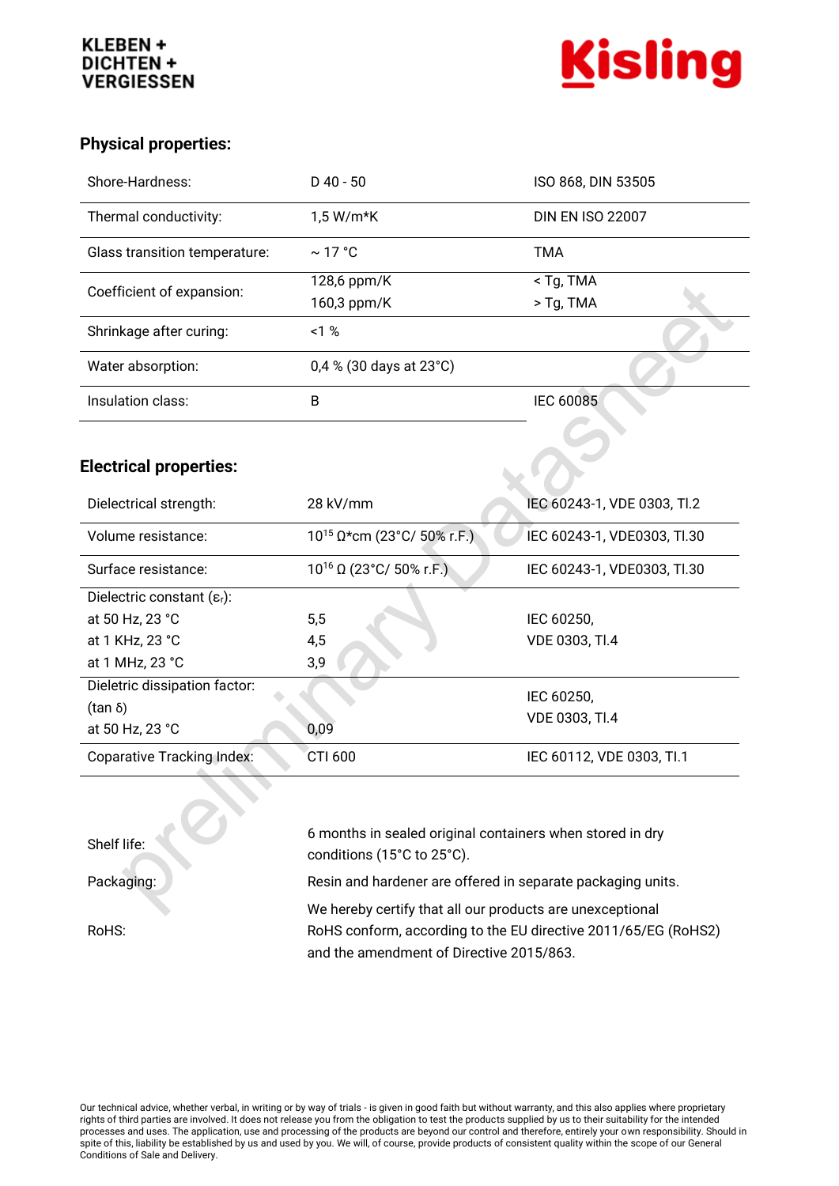## Physical properties:

| | | |
|---|---|---|
| Shore-Hardness: | D 40 - 50 | ISO 868, DIN 53505 |
| Thermal conductivity: | 1,5 W/m*K | DIN EN ISO 22007 |
| Glass transition temperature: | ~ 17 °C | TMA |
| Coefficient of expansion: | 128,6 ppm/K<br>160,3 ppm/K | < Tg, TMA<br>> Tg, TMA |
| Shrinkage after curing: | <1 % | |
| Water absorption: | 0,4 % (30 days at 23°C) | |
| Insulation class: | B | IEC 60085 |

## Electrical properties:

| | | |
|---|---|---|
| Dielectrical strength: | 28 kV/mm | IEC 60243-1, VDE 0303, Tl.2 |
| Volume resistance: | $10^{15}$ Ω*cm (23°C/ 50% r.F.) | IEC 60243-1, VDE0303, Tl.30 |
| Surface resistance: | $10^{16}$ Ω (23°C/ 50% r.F.) | IEC 60243-1, VDE0303, Tl.30 |
| Dielectric constant ($\varepsilon_r$):<br>at 50 Hz, 23 °C<br>at 1 KHz, 23 °C<br>at 1 MHz, 23 °C | <br>5,5<br>4,5<br>3,9 | IEC 60250,<br>VDE 0303, Tl.4 |
| Dieletric dissipation factor:<br>(tan δ)<br>at 50 Hz, 23 °C | <br><br>0,09 | IEC 60250,<br>VDE 0303, Tl.4 |
| Coparative Tracking Index: | CTI 600 | IEC 60112, VDE 0303, Tl.1 |

| | |
|---|---|
| Shelf life: | 6 months in sealed original containers when stored in dry conditions (15°C to 25°C). |
| Packaging: | Resin and hardener are offered in separate packaging units. |
| RoHS: | We hereby certify that all our products are unexceptional RoHS conform, according to the EU directive 2011/65/EG (RoHS2) and the amendment of Directive 2015/863. |

Our technical advice, whether verbal, in writing or by way of trials - is given in good faith but without warranty, and this also applies where proprietary rights of third parties are involved. It does not release you from the obligation to test the products supplied by us to their suitability for the intended processes and uses. The application, use and processing of the products are beyond our control and therefore, entirely your own responsibility. Should in spite of this, liability be established by us and used by you. We will, of course, provide products of consistent quality within the scope of our General Conditions of Sale and Delivery.